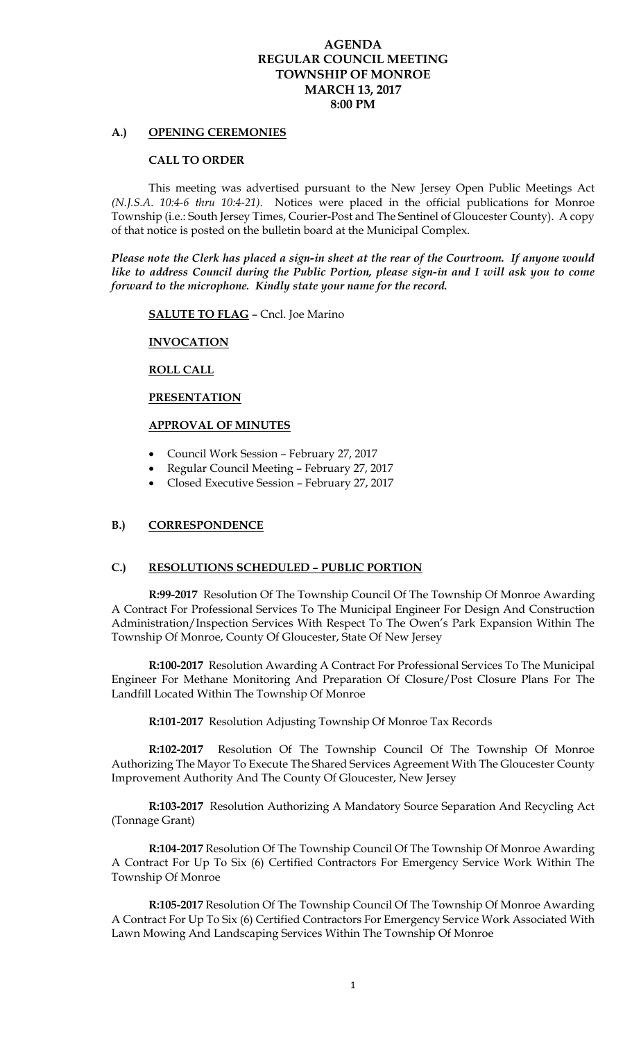# AGENDA
# REGULAR COUNCIL MEETING
# TOWNSHIP OF MONROE
# MARCH 13, 2017
# 8:00 PM

## A.) OPENING CEREMONIES

### CALL TO ORDER

This meeting was advertised pursuant to the New Jersey Open Public Meetings Act *(N.J.S.A. 10:4-6 thru 10:4-21).* Notices were placed in the official publications for Monroe Township (i.e.: South Jersey Times, Courier-Post and The Sentinel of Gloucester County). A copy of that notice is posted on the bulletin board at the Municipal Complex.

***Please note the Clerk has placed a sign-in sheet at the rear of the Courtroom. If anyone would like to address Council during the Public Portion, please sign-in and I will ask you to come forward to the microphone. Kindly state your name for the record.***

**SALUTE TO FLAG** – Cncl. Joe Marino

**INVOCATION**

**ROLL CALL**

**PRESENTATION**

**APPROVAL OF MINUTES**

- Council Work Session – February 27, 2017
- Regular Council Meeting – February 27, 2017
- Closed Executive Session – February 27, 2017

## B.) CORRESPONDENCE

## C.) RESOLUTIONS SCHEDULED – PUBLIC PORTION

**R:99-2017** Resolution Of The Township Council Of The Township Of Monroe Awarding A Contract For Professional Services To The Municipal Engineer For Design And Construction Administration/Inspection Services With Respect To The Owen's Park Expansion Within The Township Of Monroe, County Of Gloucester, State Of New Jersey

**R:100-2017** Resolution Awarding A Contract For Professional Services To The Municipal Engineer For Methane Monitoring And Preparation Of Closure/Post Closure Plans For The Landfill Located Within The Township Of Monroe

**R:101-2017** Resolution Adjusting Township Of Monroe Tax Records

**R:102-2017** Resolution Of The Township Council Of The Township Of Monroe Authorizing The Mayor To Execute The Shared Services Agreement With The Gloucester County Improvement Authority And The County Of Gloucester, New Jersey

**R:103-2017** Resolution Authorizing A Mandatory Source Separation And Recycling Act (Tonnage Grant)

**R:104-2017** Resolution Of The Township Council Of The Township Of Monroe Awarding A Contract For Up To Six (6) Certified Contractors For Emergency Service Work Within The Township Of Monroe

**R:105-2017** Resolution Of The Township Council Of The Township Of Monroe Awarding A Contract For Up To Six (6) Certified Contractors For Emergency Service Work Associated With Lawn Mowing And Landscaping Services Within The Township Of Monroe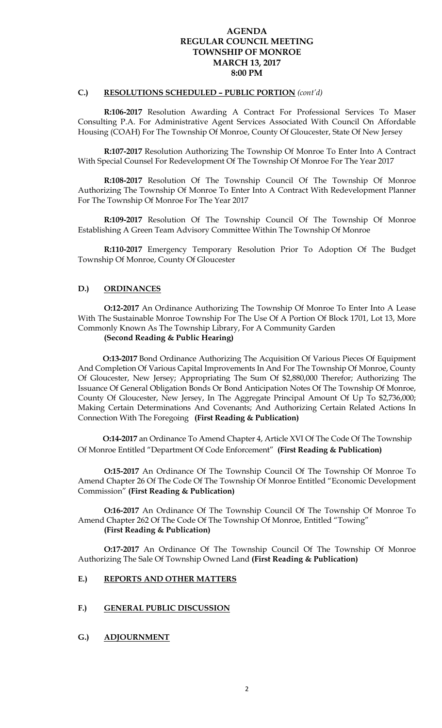# AGENDA
# REGULAR COUNCIL MEETING
# TOWNSHIP OF MONROE
# MARCH 13, 2017
# 8:00 PM

## C.) RESOLUTIONS SCHEDULED – PUBLIC PORTION *(cont'd)*

**R:106-2017** Resolution Awarding A Contract For Professional Services To Maser Consulting P.A. For Administrative Agent Services Associated With Council On Affordable Housing (COAH) For The Township Of Monroe, County Of Gloucester, State Of New Jersey

**R:107-2017** Resolution Authorizing The Township Of Monroe To Enter Into A Contract With Special Counsel For Redevelopment Of The Township Of Monroe For The Year 2017

**R:108-2017** Resolution Of The Township Council Of The Township Of Monroe Authorizing The Township Of Monroe To Enter Into A Contract With Redevelopment Planner For The Township Of Monroe For The Year 2017

**R:109-2017** Resolution Of The Township Council Of The Township Of Monroe Establishing A Green Team Advisory Committee Within The Township Of Monroe

**R:110-2017** Emergency Temporary Resolution Prior To Adoption Of The Budget Township Of Monroe, County Of Gloucester

## D.) ORDINANCES

**O:12-2017** An Ordinance Authorizing The Township Of Monroe To Enter Into A Lease With The Sustainable Monroe Township For The Use Of A Portion Of Block 1701, Lot 13, More Commonly Known As The Township Library, For A Community Garden
**(Second Reading & Public Hearing)**

**O:13-2017** Bond Ordinance Authorizing The Acquisition Of Various Pieces Of Equipment And Completion Of Various Capital Improvements In And For The Township Of Monroe, County Of Gloucester, New Jersey; Appropriating The Sum Of $2,880,000 Therefor; Authorizing The Issuance Of General Obligation Bonds Or Bond Anticipation Notes Of The Township Of Monroe, County Of Gloucester, New Jersey, In The Aggregate Principal Amount Of Up To $2,736,000; Making Certain Determinations And Covenants; And Authorizing Certain Related Actions In Connection With The Foregoing **(First Reading & Publication)**

**O:14-2017** an Ordinance To Amend Chapter 4, Article XVI Of The Code Of The Township Of Monroe Entitled "Department Of Code Enforcement" **(First Reading & Publication)**

**O:15-2017** An Ordinance Of The Township Council Of The Township Of Monroe To Amend Chapter 26 Of The Code Of The Township Of Monroe Entitled "Economic Development Commission" **(First Reading & Publication)**

**O:16-2017** An Ordinance Of The Township Council Of The Township Of Monroe To Amend Chapter 262 Of The Code Of The Township Of Monroe, Entitled "Towing"
**(First Reading & Publication)**

**O:17-2017** An Ordinance Of The Township Council Of The Township Of Monroe Authorizing The Sale Of Township Owned Land **(First Reading & Publication)**

## E.) REPORTS AND OTHER MATTERS

## F.) GENERAL PUBLIC DISCUSSION

## G.) ADJOURNMENT